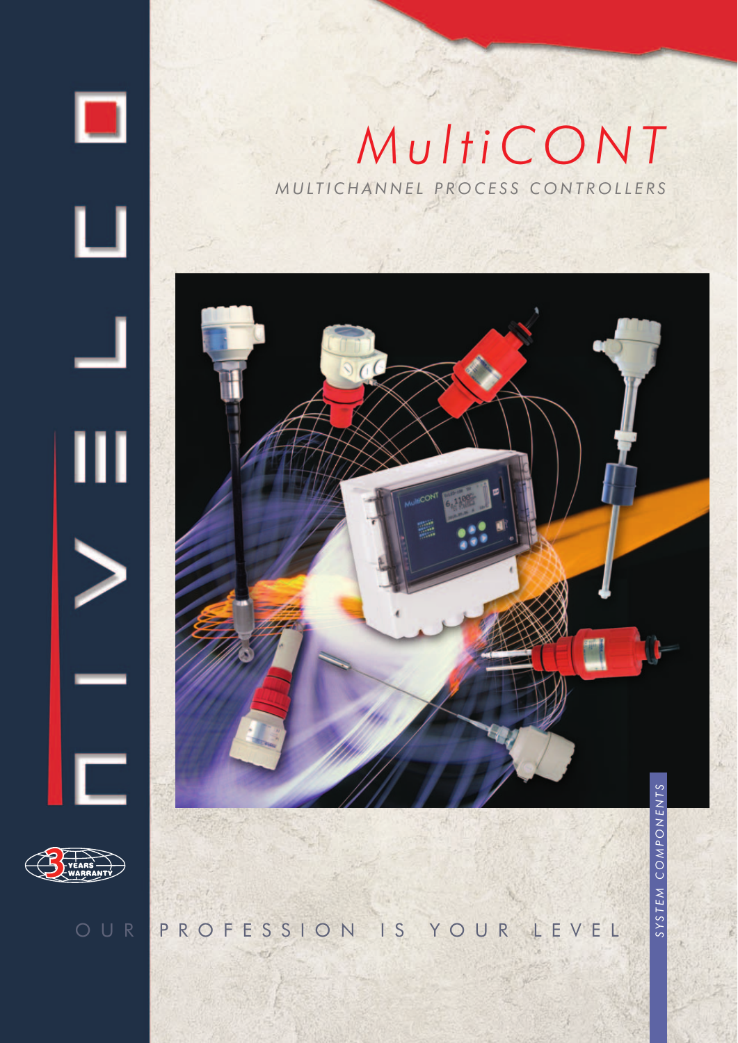# MultiCONT

## MULTICHANNEL PROCESS CONTROLLERS

OUR PROFESSION IS YOUR LEVEL

SYSTEM COMPONENTS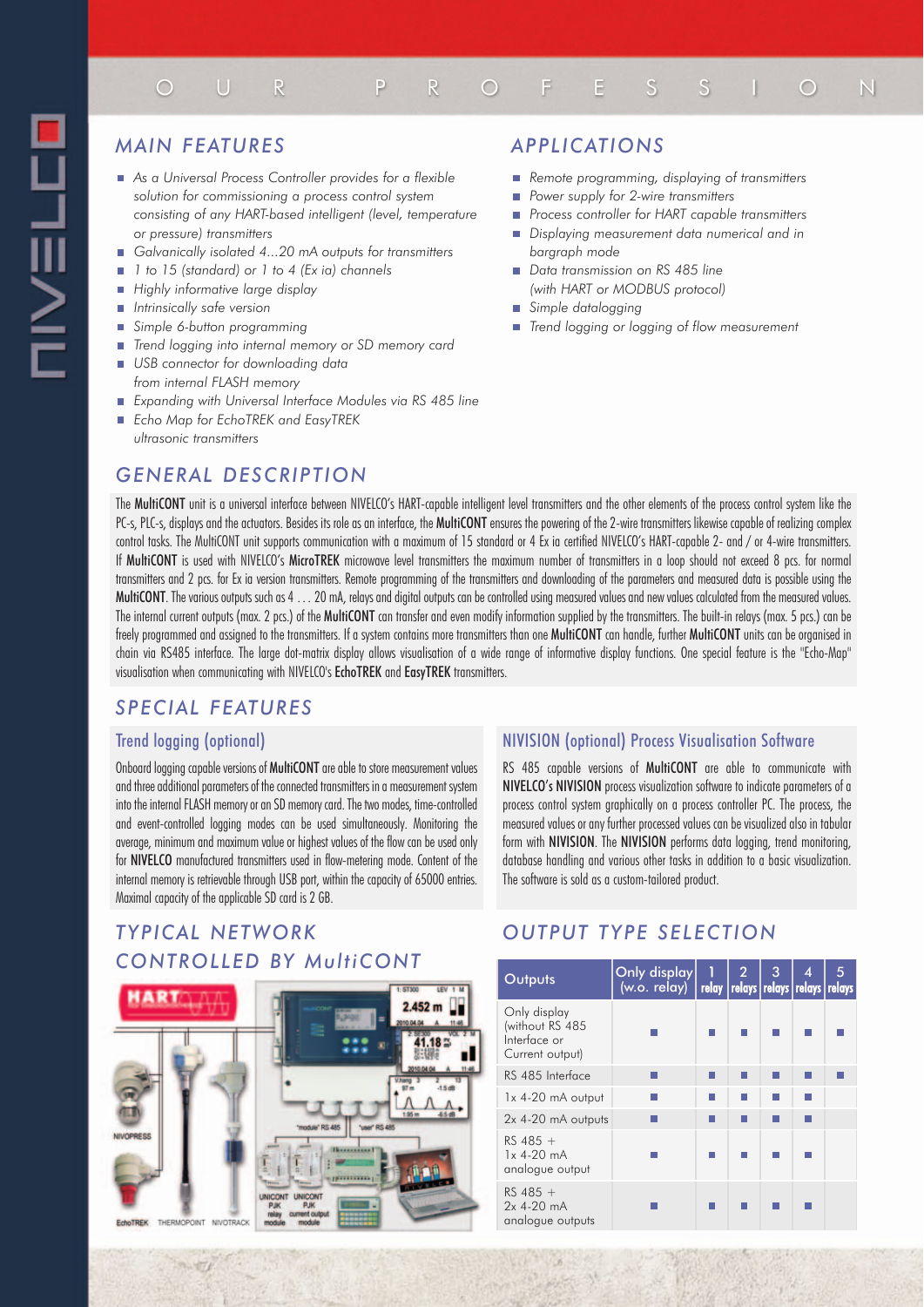## MAIN FEATURES

- As a Universal Process Controller provides for a flexible solution for commissioning a process control system consisting of any HART-based intelligent (level, temperature or pressure) transmitters
- Galvanically isolated 4...20 mA outputs for transmitters
- 1 to 15 (standard) or 1 to 4 (Ex ia) channels
- Highly informative large display
- Intrinsically safe version
- Simple 6-button programming
- Trend logging into internal memory or SD memory card
- USB connector for downloading data from internal FLASH memory
- Expanding with Universal Interface Modules via RS 485 line
- Echo Map for EchoTREK and EasyTREK ultrasonic transmitters

## APPLICATIONS

- Remote programming, displaying of transmitters
- Power supply for 2-wire transmitters
- Process controller for HART capable transmitters
- Displaying measurement data numerical and in bargraph mode
- Data transmission on RS 485 line (with HART or MODBUS protocol)
- Simple datalogging
- Trend logging or logging of flow measurement

## GENERAL DESCRIPTION

The **MultiCONT** unit is a universal interface between NIVELCO's HART-capable intelligent level transmitters and the other elements of the process control system like the PC-s, PLC-s, displays and the actuators. Besides its role as an interface, the **MultiCONT** ensures the powering of the 2-wire transmitters likewise capable of realizing complex control tasks. The MultiCONT unit supports communication with a maximum of 15 standard or 4 Ex ia certified NIVELCO's HART-capable 2- and / or 4-wire transmitters. If **MultiCONT** is used with NIVELCO's **MicroTREK** microwave level transmitters the maximum number of transmitters in a loop should not exceed 8 pcs. for normal transmitters and 2 pcs. for Ex ia version transmitters. Remote programming of the transmitters and downloading of the parameters and measured data is possible using the **MultiCONT**. The various outputs such as 4 … 20 mA, relays and digital outputs can be controlled using measured values and new values calculated from the measured values. The internal current outputs (max. 2 pcs.) of the **MultiCONT** can transfer and even modify information supplied by the transmitters. The built-in relays (max. 5 pcs.) can be freely programmed and assigned to the transmitters. If a system contains more transmitters than one **MultiCONT** can handle, further **MultiCONT** units can be organised in chain via RS485 interface. The large dot-matrix display allows visualisation of a wide range of informative display functions. One special feature is the "Echo-Map" visualisation when communicating with NIVELCO's **EchoTREK** and **EasyTREK** transmitters.

## SPECIAL FEATURES

### Trend logging (optional)

Onboard logging capable versions of **MultiCONT** are able to store measurement values and three additional parameters of the connected transmitters in a measurement system into the internal FLASH memory or an SD memory card. The two modes, time-controlled and event-controlled logging modes can be used simultaneously. Monitoring the average, minimum and maximum value or highest values of the flow can be used only for **NIVELCO** manufactured transmitters used in flow-metering mode. Content of the internal memory is retrievable through USB port, within the capacity of 65000 entries. Maximal capacity of the applicable SD card is 2 GB.

### NIVISION (optional) Process Visualisation Software

RS 485 capable versions of **MultiCONT** are able to communicate with **NIVELCO's NIVISION** process visualization software to indicate parameters of a process control system graphically on a process controller PC. The process, the measured values or any further processed values can be visualized also in tabular form with **NIVISION**. The **NIVISION** performs data logging, trend monitoring, database handling and various other tasks in addition to a basic visualization. The software is sold as a custom-tailored product.

## TYPICAL NETWORK CONTROLLED BY MultiCONT

## OUTPUT TYPE SELECTION

| Outputs | Only display (w.o. relay) | 1 relay | 2 relays | 3 relays | 4 relays | 5 relays |
|---|---|---|---|---|---|---|
| Only display (without RS 485 Interface or Current output) | ■ | ■ | ■ | ■ | ■ | ■ |
| RS 485 Interface | ■ | ■ | ■ | ■ | ■ | ■ |
| 1x 4-20 mA output | ■ | ■ | ■ | ■ | ■ | |
| 2x 4-20 mA outputs | ■ | ■ | ■ | ■ | ■ | |
| RS 485 + 1x 4-20 mA analogue output | ■ | ■ | ■ | ■ | ■ | |
| RS 485 + 2x 4-20 mA analogue outputs | ■ | ■ | ■ | ■ | ■ | |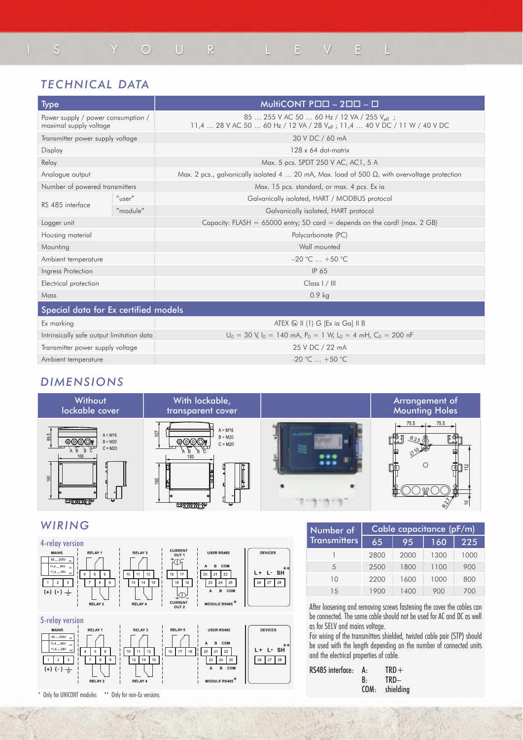# TECHNICAL DATA

| Type | | MultiCONT P☐☐ – 2☐☐ – ☐ |
|---|---|---|
| Power supply / power consumption / maximal supply voltage | | 85 … 255 V AC 50 … 60 Hz / 12 VA / 255 $V_{eff}$ ; 11,4 … 28 V AC 50 … 60 Hz / 12 VA / 28 $V_{eff}$ ; 11,4 … 40 V DC / 11 W / 40 V DC |
| Transmitter power supply voltage | | 30 V DC / 60 mA |
| Display | | 128 x 64 dot-matrix |
| Relay | | Max. 5 pcs. SPDT 250 V AC, AC1, 5 A |
| Analogue output | | Max. 2 pcs., galvanically isolated 4 … 20 mA, Max. load of 500 Ω, with overvoltage protection |
| Number of powered transmitters | | Max. 15 pcs. standard, or max. 4 pcs. Ex ia |
| RS 485 interface | "user" | Galvanically isolated, HART / MODBUS protocol |
| | "module" | Galvanically isolated, HART protocol |
| Logger unit | | Capacity: FLASH = 65000 entry; SD card = depends on the card! (max. 2 GB) |
| Housing material | | Polycarbonate (PC) |
| Mounting | | Wall mounted |
| Ambient temperature | | –20 °C … +50 °C |
| Ingress Protection | | IP 65 |
| Electrical protection | | Class I / III |
| Mass | | 0.9 kg |

| Special data for Ex certified models | |
|---|---|
| Ex marking | ATEX Ⓔx II (1) G [Ex ia Ga] II B |
| Intrinsically safe output limitation data | $U_0$ = 30 V, $I_0$ = 140 mA, $P_0$ = 1 W, $L_0$ = 4 mH, $C_0$ = 200 nF |
| Transmitter power supply voltage | 25 V DC / 22 mA |
| Ambient temperature | -20 °C … +50 °C |

# DIMENSIONS

| Without lockable cover | With lockable, transparent cover | | Arrangement of Mounting Holes |
|---|---|---|---|

# WIRING

4-relay version

5-relay version

* Only for UNICONT modules  ** Only for non-Ex versions

| Number of Transmitters | Cable capacitance (pF/m) | | | |
|---|---|---|---|---|
| | 65 | 95 | 160 | 225 |
| 1 | 2800 | 2000 | 1300 | 1000 |
| 5 | 2500 | 1800 | 1100 | 900 |
| 10 | 2200 | 1600 | 1000 | 800 |
| 15 | 1900 | 1400 | 900 | 700 |

After loosening and removing screws fastening the cover the cables can be connected. The same cable should not be used for AC and DC as well as for SELV and mains voltage.
For wiring of the transmitters shielded, twisted cable pair (STP) should be used with the length depending on the number of connected units and the electrical properties of cable.

RS485 interface:
A: TRD+
B: TRD–
COM: shielding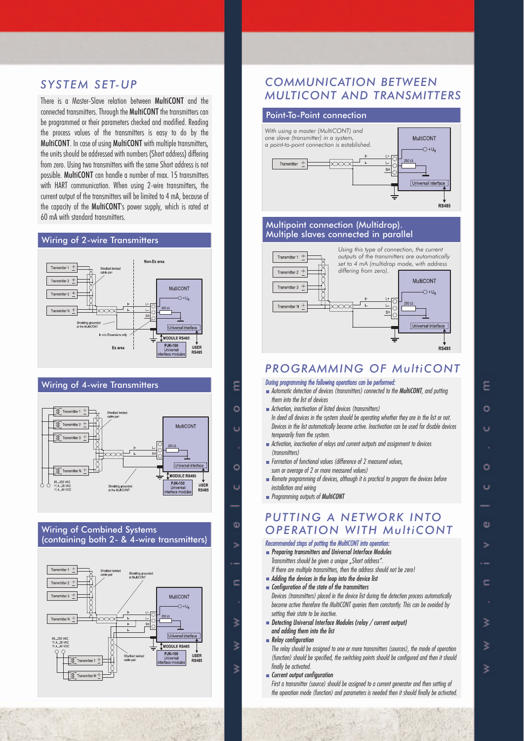## SYSTEM SET-UP

There is a Master-Slave relation between **MultiCONT** and the connected transmitters. Through the **MultiCONT** the transmitters can be programmed or their parameters checked and modified. Reading the process values of the transmitters is easy to do by the **MultiCONT**. In case of using **MultiCONT** with multiple transmitters, the units should be addressed with numbers (Short address) differing from zero. Using two transmitters with the same Short address is not possible. **MultiCONT** can handle a number of max. 15 transmitters with HART communication. When using 2-wire transmitters, the current output of the transmitters will be limited to 4 mA, because of the capacity of the **MultiCONT**'s power supply, which is rated at 60 mA with standard transmitters.

### Wiring of 2-wire Transmitters

### Wiring of 4-wire Transmitters

### Wiring of Combined Systems (containing both 2- & 4-wire transmitters)

## COMMUNICATION BETWEEN MULTICONT AND TRANSMITTERS

### Point-To-Point connection

*With using a master (MultiCONT) and one slave (transmitter) in a system, a point-to-point connection is established.*

### Multipoint connection (Multidrop). Multiple slaves connected in parallel

*Using this type of connection, the current outputs of the transmitters are automatically set to 4 mA (multidrop mode, with address differing from zero).*

## PROGRAMMING OF MultiCONT

***During programming the following operations can be performed:***

- *Automatic detection of devices (transmitters) connected to the **MultiCONT**, and putting them into the list of devices*
- *Activation, inactivation of listed devices (transmitters)*
  *In deed all devices in the system should be operating whether they are in the list or not. Devices in the list automatically become active. Inactivation can be used for disable devices temporarily from the system.*
- *Activation, inactivation of relays and current outputs and assignment to devices (transmitters)*
- *Formation of functional values (difference of 2 measured values, sum or average of 2 or more measured values)*
- *Remote programming of devices, although it is practical to program the devices before installation and wiring*
- *Programming outputs of **MultiCONT***

## PUTTING A NETWORK INTO OPERATION WITH MultiCONT

***Recommended steps of putting the MultiCONT into operation:***

- ***Preparing transmitters and Universal Interface Modules***
  *Transmitters should be given a unique „Short address”.*
  *If there are multiple transmitters, then the address should not be zero!*
- ***Adding the devices in the loop into the device list***
- ***Configuration of the state of the transmitters***
  *Devices (transmitters) placed in the device list during the detection process automatically become active therefore the MultiCONT queries them constantly. This can be avoided by setting their state to be inactive.*
- ***Detecting Universal Interface Modules (relay / current output) and adding them into the list***
- ***Relay configuration***
  *The relay should be assigned to one or more transmitters (sources), the mode of operation (function) should be specified, the switching points should be configured and then it should finally be activated.*
- ***Current output configuration***
  *First a transmitter (source) should be assigned to a current generator and then setting of the operation mode (function) and parameters is needed then it should finally be activated.*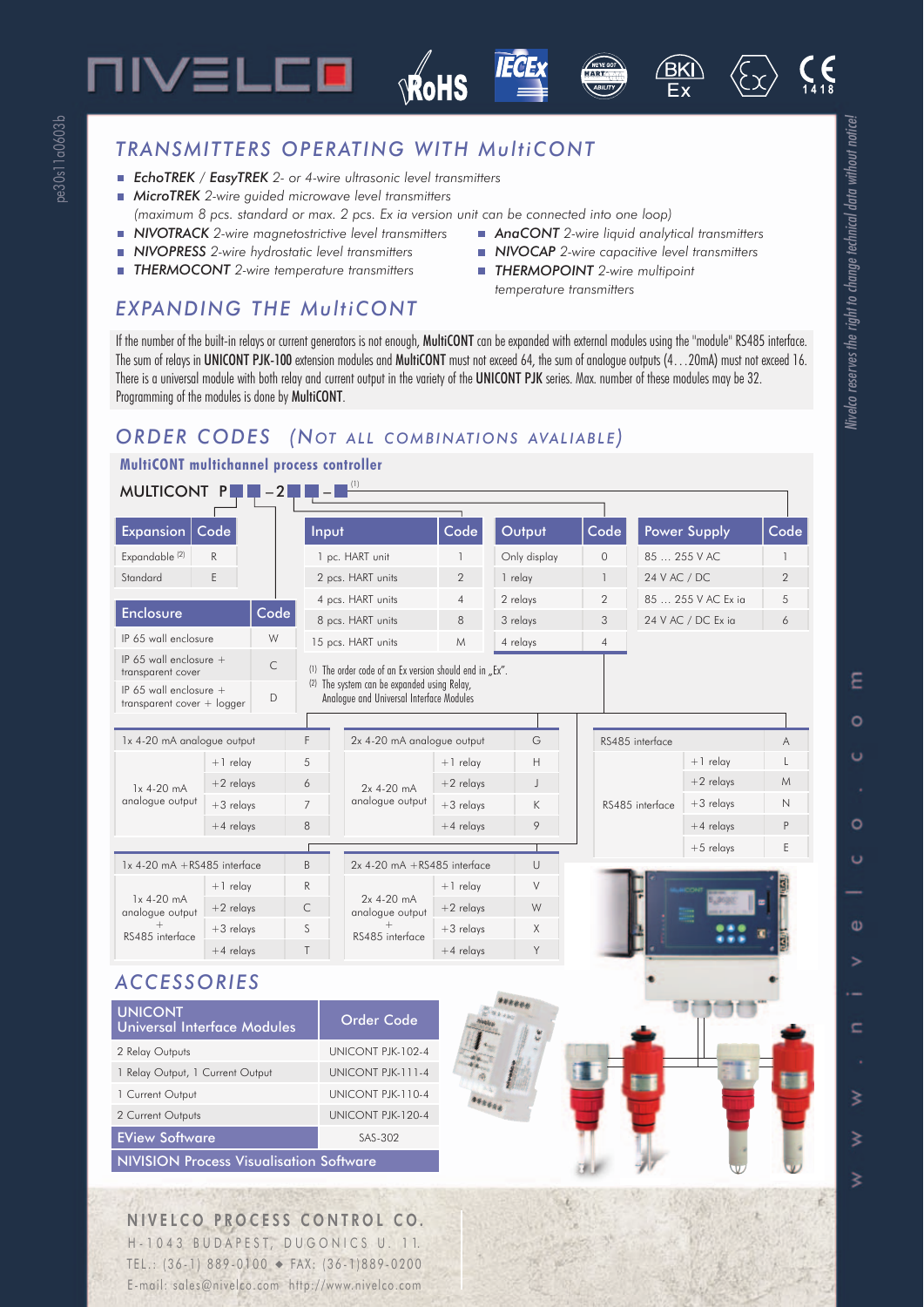## TRANSMITTERS OPERATING WITH MultiCONT

- *EchoTREK* / *EasyTREK* 2- or 4-wire ultrasonic level transmitters
- *MicroTREK* 2-wire guided microwave level transmitters
  (maximum 8 pcs. standard or max. 2 pcs. Ex ia version unit can be connected into one loop)
- *NIVOTRACK* 2-wire magnetostrictive level transmitters
- *NIVOPRESS* 2-wire hydrostatic level transmitters
- *THERMOCONT* 2-wire temperature transmitters
- *AnaCONT* 2-wire liquid analytical transmitters
- *NIVOCAP* 2-wire capacitive level transmitters
- *THERMOPOINT* 2-wire multipoint temperature transmitters

## EXPANDING THE MultiCONT

If the number of the built-in relays or current generators is not enough, **MultiCONT** can be expanded with external modules using the "module" RS485 interface. The sum of relays in **UNICONT PJK-100** extension modules and **MultiCONT** must not exceed 64, the sum of analogue outputs (4…20mA) must not exceed 16. There is a universal module with both relay and current output in the variety of the **UNICONT PJK** series. Max. number of these modules may be 32. Programming of the modules is done by **MultiCONT**.

## ORDER CODES (NOT ALL COMBINATIONS AVALIABLE)

### MultiCONT multichannel process controller

MULTICONT P▪ ▪ – 2 ▪ ▪ – ▪[(1)]

| Expansion | Code |
|---|---|
| Expandable [(2)] | R |
| Standard | E |

| Enclosure | Code |
|---|---|
| IP 65 wall enclosure | W |
| IP 65 wall enclosure + transparent cover | C |
| IP 65 wall enclosure + transparent cover + logger | D |

| Input | Code |
|---|---|
| 1 pc. HART unit | 1 |
| 2 pcs. HART units | 2 |
| 4 pcs. HART units | 4 |
| 8 pcs. HART units | 8 |
| 15 pcs. HART units | M |

| Output | Code |
|---|---|
| Only display | 0 |
| 1 relay | 1 |
| 2 relays | 2 |
| 3 relays | 3 |
| 4 relays | 4 |

| Power Supply | Code |
|---|---|
| 85 … 255 V AC | 1 |
| 24 V AC / DC | 2 |
| 85 … 255 V AC Ex ia | 5 |
| 24 V AC / DC Ex ia | 6 |

(1) The order code of an Ex version should end in „Ex".
(2) The system can be expanded using Relay, Analogue and Universal Interface Modules

| Output module | | Code |
|---|---|---|
| 1x 4-20 mA analogue output | | F |
| 1x 4-20 mA analogue output | +1 relay | 5 |
| | +2 relays | 6 |
| | +3 relays | 7 |
| | +4 relays | 8 |
| 2x 4-20 mA analogue output | | G |
| 2x 4-20 mA analogue output | +1 relay | H |
| | +2 relays | J |
| | +3 relays | K |
| | +4 relays | 9 |
| RS485 interface | | A |
| RS485 interface | +1 relay | L |
| | +2 relays | M |
| | +3 relays | N |
| | +4 relays | P |
| | +5 relays | E |
| 1x 4-20 mA +RS485 interface | | B |
| 1x 4-20 mA analogue output + RS485 interface | +1 relay | R |
| | +2 relays | C |
| | +3 relays | S |
| | +4 relays | T |
| 2x 4-20 mA +RS485 interface | | U |
| 2x 4-20 mA analogue output + RS485 interface | +1 relay | V |
| | +2 relays | W |
| | +3 relays | X |
| | +4 relays | Y |

## ACCESSORIES

| UNICONT Universal Interface Modules | Order Code |
|---|---|
| 2 Relay Outputs | UNICONT PJK-102-4 |
| 1 Relay Output, 1 Current Output | UNICONT PJK-111-4 |
| 1 Current Output | UNICONT PJK-110-4 |
| 2 Current Outputs | UNICONT PJK-120-4 |
| **EView Software** | SAS-302 |
| **NIVISION Process Visualisation Software** | |

**NIVELCO PROCESS CONTROL CO.**
H-1043 BUDAPEST, DUGONICS U. 11.
TEL.: (36-1) 889-0100 ◆ FAX: (36-1)889-0200
E-mail: sales@nivelco.com http://www.nivelco.com

pe30s11a0603b

Nivelco reserves the right to change technical data without notice!